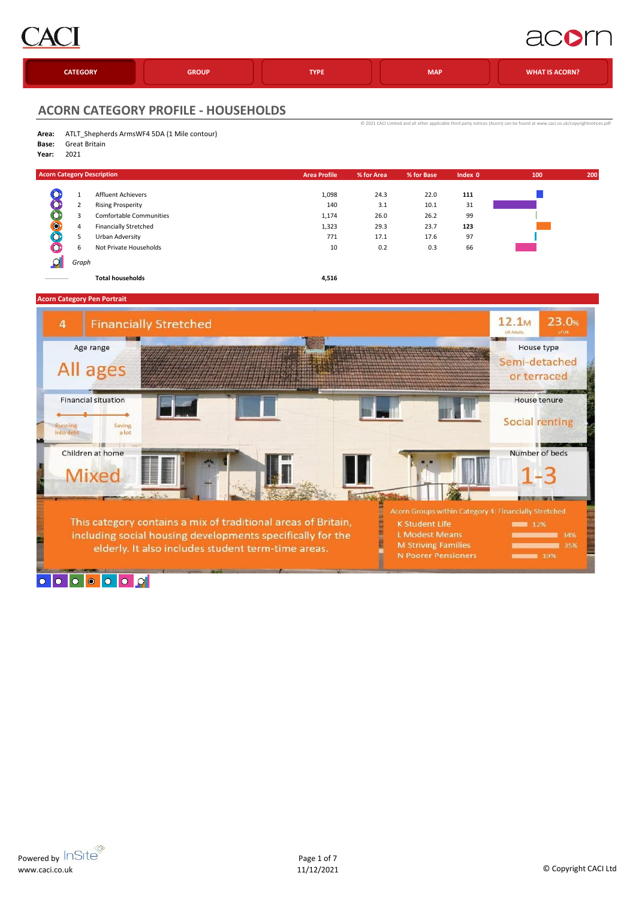CACI | acorn

CATEGORY | GROUP | TYPE | MAP | WHAT IS ACORN?

## ACORN CATEGORY PROFILE - HOUSEHOLDS

© 2021 CACI Limited and all other applicable third party notices (Acorn) can be found at www.caci.co.uk/copyrightnotices.pdf

**Area:** ATLT_Shepherds ArmsWF4 5DA (1 Mile contour)
**Base:** Great Britain
**Year:** 2021

| | Acorn Category Description | Area Profile | % for Area | % for Base | Index |
|---|---|---|---|---|---|
| 1 | Affluent Achievers | 1,098 | 24.3 | 22.0 | **111** |
| 2 | Rising Prosperity | 140 | 3.1 | 10.1 | 31 |
| 3 | Comfortable Communities | 1,174 | 26.0 | 26.2 | 99 |
| 4 | Financially Stretched | 1,323 | 29.3 | 23.7 | **123** |
| 5 | Urban Adversity | 771 | 17.1 | 17.6 | 97 |
| 6 | Not Private Households | 10 | 0.2 | 0.3 | 66 |
| | *Graph* | | | | |
| | **Total households** | **4,516** | | | |

### Acorn Category Pen Portrait

**4 Financially Stretched**

12.1M UK Adults | 23.0% of UK

- **Age range:** All ages
- **House type:** Semi-detached or terraced
- **Financial situation:** Running into debt — Saving a lot
- **House tenure:** Social renting
- **Children at home:** Mixed
- **Number of beds:** 1-3

This category contains a mix of traditional areas of Britain, including social housing developments specifically for the elderly. It also includes student term-time areas.

**Acorn Groups within Category 4: Financially Stretched**

| Group | % |
|---|---|
| K Student Life | 12% |
| L Modest Means | 34% |
| M Striving Families | 35% |
| N Poorer Pensioners | 19% |

Powered by InSite
www.caci.co.uk

11/12/2021

© Copyright CACI Ltd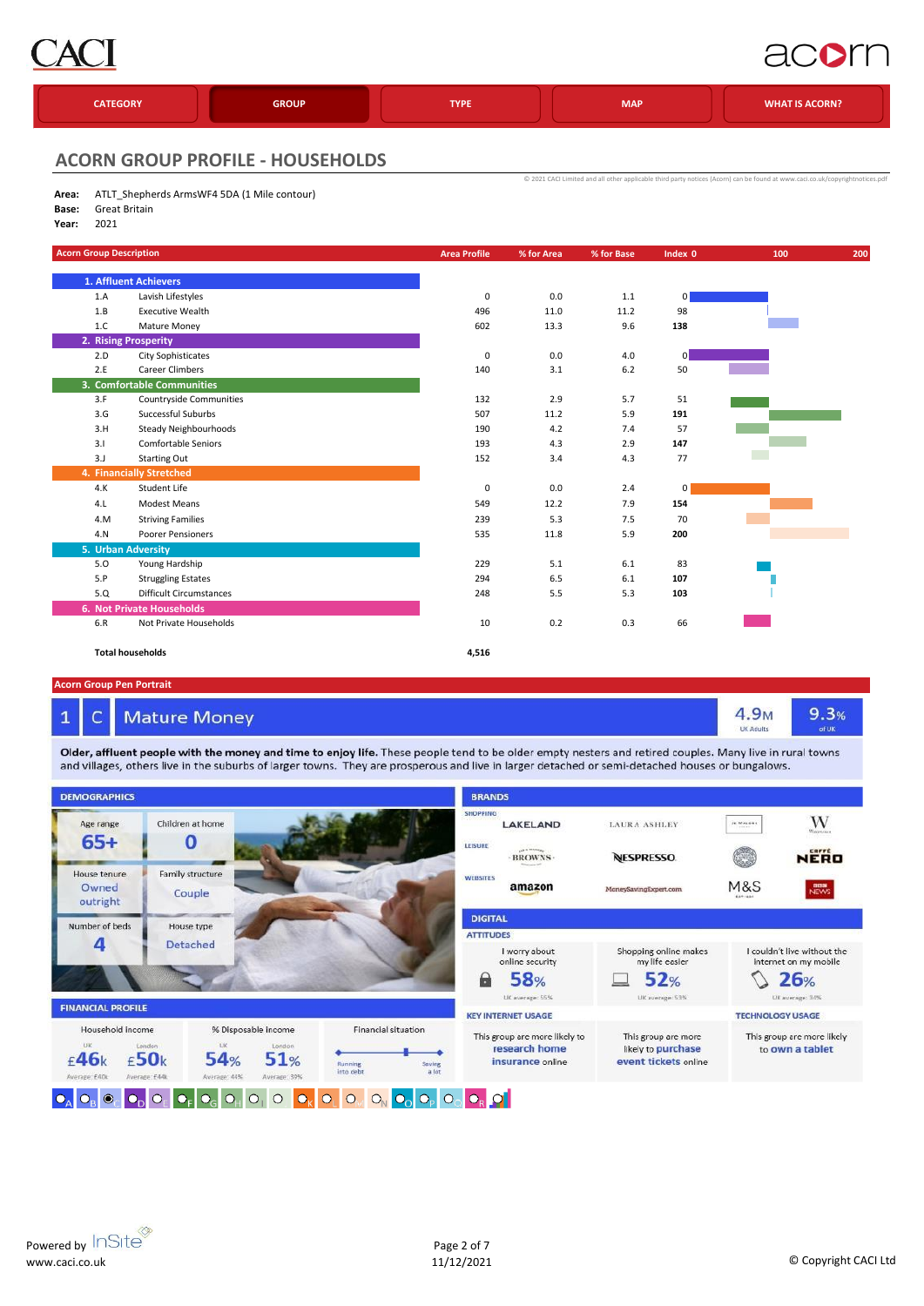CACI | acorn

CATEGORY | GROUP | TYPE | MAP | WHAT IS ACORN?

## ACORN GROUP PROFILE - HOUSEHOLDS

© 2021 CACI Limited and all other applicable third party notices (Acorn) can be found at www.caci.co.uk/copyrightnotices.pdf

**Area:** ATLT_Shepherds ArmsWF4 5DA (1 Mile contour)
**Base:** Great Britain
**Year:** 2021

| Acorn Group Description | | Area Profile | % for Area | % for Base | Index |
|---|---|---|---|---|---|
| **1. Affluent Achievers** | | | | | |
| 1.A | Lavish Lifestyles | 0 | 0.0 | 1.1 | 0 |
| 1.B | Executive Wealth | 496 | 11.0 | 11.2 | 98 |
| 1.C | Mature Money | 602 | 13.3 | 9.6 | **138** |
| **2. Rising Prosperity** | | | | | |
| 2.D | City Sophisticates | 0 | 0.0 | 4.0 | 0 |
| 2.E | Career Climbers | 140 | 3.1 | 6.2 | 50 |
| **3. Comfortable Communities** | | | | | |
| 3.F | Countryside Communities | 132 | 2.9 | 5.7 | 51 |
| 3.G | Successful Suburbs | 507 | 11.2 | 5.9 | **191** |
| 3.H | Steady Neighbourhoods | 190 | 4.2 | 7.4 | 57 |
| 3.I | Comfortable Seniors | 193 | 4.3 | 2.9 | **147** |
| 3.J | Starting Out | 152 | 3.4 | 4.3 | 77 |
| **4. Financially Stretched** | | | | | |
| 4.K | Student Life | 0 | 0.0 | 2.4 | 0 |
| 4.L | Modest Means | 549 | 12.2 | 7.9 | **154** |
| 4.M | Striving Families | 239 | 5.3 | 7.5 | 70 |
| 4.N | Poorer Pensioners | 535 | 11.8 | 5.9 | **200** |
| **5. Urban Adversity** | | | | | |
| 5.O | Young Hardship | 229 | 5.1 | 6.1 | 83 |
| 5.P | Struggling Estates | 294 | 6.5 | 6.1 | **107** |
| 5.Q | Difficult Circumstances | 248 | 5.5 | 5.3 | **103** |
| **6. Not Private Households** | | | | | |
| 6.R | Not Private Households | 10 | 0.2 | 0.3 | 66 |
| **Total households** | | **4,516** | | | |

### Acorn Group Pen Portrait

## 1 C Mature Money

4.9M UK Adults | 9.3% of UK

**Older, affluent people with the money and time to enjoy life.** These people tend to be older empty nesters and retired couples. Many live in rural towns and villages, others live in the suburbs of larger towns. They are prosperous and live in larger detached or semi-detached houses or bungalows.

#### DEMOGRAPHICS

| Age range | Children at home |
|---|---|
| 65+ | 0 |
| **House tenure** | **Family structure** |
| Owned outright | Couple |
| **Number of beds** | **House type** |
| 4 | Detached |

#### FINANCIAL PROFILE

- Household Income: UK £46k (Average: £40k); London £50k (Average: £44k)
- % Disposable Income: UK 54% (Average: 44%); London 51% (Average: 39%)
- Financial situation: Running into debt — Saving a lot

#### BRANDS

- SHOPPING: Lakeland, Laura Ashley, Jo Malone, Waitrose
- LEISURE: Browns, Nespresso, Caffè Nero
- WEBSITES: amazon, MoneySavingExpert.com, M&S, BBC News

#### DIGITAL

ATTITUDES

- I worry about online security: 58% (UK average: 55%)
- Shopping online makes my life easier: 52% (UK average: 53%)
- I couldn't live without the internet on my mobile: 26% (UK average: 34%)

KEY INTERNET USAGE

- This group are more likely to **research home insurance** online
- This group are more likely to **purchase event tickets** online

TECHNOLOGY USAGE

- This group are more likely to **own a tablet**

Powered by InSite
www.caci.co.uk

11/12/2021

© Copyright CACI Ltd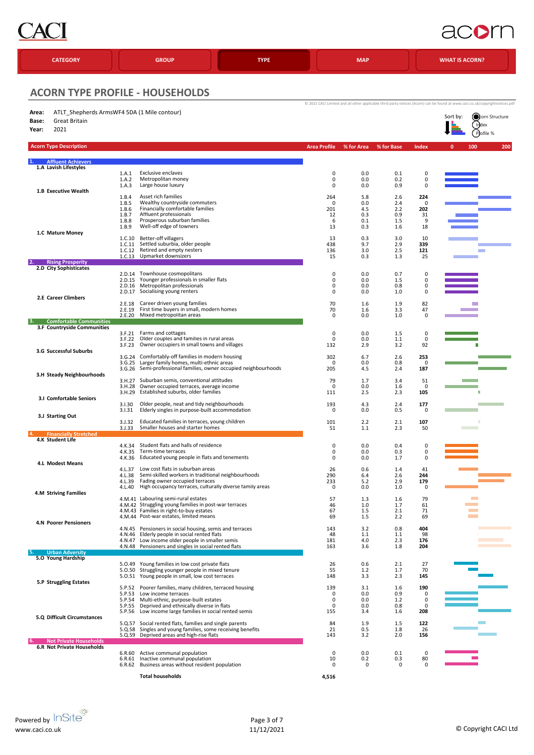# ACORN TYPE PROFILE - HOUSEHOLDS

© 2021 CACI Limited and all other applicable third party notices (Acorn) can be found at www.caci.co.uk/copyrightnotices.pdf

**Area:** ATLT_Shepherds ArmsWF4 5DA (1 Mile contour)
**Base:** Great Britain
**Year:** 2021

Sort by: Acorn Structure / Index / Profile %

| Acorn Type Description | | Area Profile | % for Area | % for Base | Index |
|---|---|---|---|---|---|
| **1. Affluent Achievers** | | | | | |
| **1.A Lavish Lifestyles** | | | | | |
| 1.A.1 | Exclusive enclaves | 0 | 0.0 | 0.1 | 0 |
| 1.A.2 | Metropolitan money | 0 | 0.0 | 0.2 | 0 |
| 1.A.3 | Large house luxury | 0 | 0.0 | 0.9 | 0 |
| **1.B Executive Wealth** | | | | | |
| 1.B.4 | Asset rich families | 264 | 5.8 | 2.6 | **224** |
| 1.B.5 | Wealthy countryside commuters | 0 | 0.0 | 2.4 | 0 |
| 1.B.6 | Financially comfortable families | 201 | 4.5 | 2.2 | **202** |
| 1.B.7 | Affluent professionals | 12 | 0.3 | 0.9 | 31 |
| 1.B.8 | Prosperous suburban families | 6 | 0.1 | 1.5 | 9 |
| 1.B.9 | Well-off edge of towners | 13 | 0.3 | 1.6 | 18 |
| **1.C Mature Money** | | | | | |
| 1.C.10 | Better-off villagers | 13 | 0.3 | 3.0 | 10 |
| 1.C.11 | Settled suburbia, older people | 438 | 9.7 | 2.9 | **339** |
| 1.C.12 | Retired and empty nesters | 136 | 3.0 | 2.5 | **121** |
| 1.C.13 | Upmarket downsizers | 15 | 0.3 | 1.3 | 25 |
| **2. Rising Prosperity** | | | | | |
| **2.D City Sophisticates** | | | | | |
| 2.D.14 | Townhouse cosmopolitans | 0 | 0.0 | 0.7 | 0 |
| 2.D.15 | Younger professionals in smaller flats | 0 | 0.0 | 1.5 | 0 |
| 2.D.16 | Metropolitan professionals | 0 | 0.0 | 0.8 | 0 |
| 2.D.17 | Socialising young renters | 0 | 0.0 | 1.0 | 0 |
| **2.E Career Climbers** | | | | | |
| 2.E.18 | Career driven young families | 70 | 1.6 | 1.9 | 82 |
| 2.E.19 | First time buyers in small, modern homes | 70 | 1.6 | 3.3 | 47 |
| 2.E.20 | Mixed metropolitan areas | 0 | 0.0 | 1.0 | 0 |
| **3. Comfortable Communities** | | | | | |
| **3.F Countryside Communities** | | | | | |
| 3.F.21 | Farms and cottages | 0 | 0.0 | 1.5 | 0 |
| 3.F.22 | Older couples and families in rural areas | 0 | 0.0 | 1.1 | 0 |
| 3.F.23 | Owner occupiers in small towns and villages | 132 | 2.9 | 3.2 | 92 |
| **3.G Successful Suburbs** | | | | | |
| 3.G.24 | Comfortably-off families in modern housing | 302 | 6.7 | 2.6 | **253** |
| 3.G.25 | Larger family homes, multi-ethnic areas | 0 | 0.0 | 0.8 | 0 |
| 3.G.26 | Semi-professional families, owner occupied neighbourhoods | 205 | 4.5 | 2.4 | **187** |
| **3.H Steady Neighbourhoods** | | | | | |
| 3.H.27 | Suburban semis, conventional attitudes | 79 | 1.7 | 3.4 | 51 |
| 3.H.28 | Owner occupied terraces, average income | 0 | 0.0 | 1.6 | 0 |
| 3.H.29 | Established suburbs, older families | 111 | 2.5 | 2.3 | **105** |
| **3.I Comfortable Seniors** | | | | | |
| 3.I.30 | Older people, neat and tidy neighbourhoods | 193 | 4.3 | 2.4 | **177** |
| 3.I.31 | Elderly singles in purpose-built accommodation | 0 | 0.0 | 0.5 | 0 |
| **3.J Starting Out** | | | | | |
| 3.J.32 | Educated families in terraces, young children | 101 | 2.2 | 2.1 | **107** |
| 3.J.33 | Smaller houses and starter homes | 51 | 1.1 | 2.3 | 50 |
| **4. Financially Stretched** | | | | | |
| **4.K Student Life** | | | | | |
| 4.K.34 | Student flats and halls of residence | 0 | 0.0 | 0.4 | 0 |
| 4.K.35 | Term-time terraces | 0 | 0.0 | 0.3 | 0 |
| 4.K.36 | Educated young people in flats and tenements | 0 | 0.0 | 1.7 | 0 |
| **4.L Modest Means** | | | | | |
| 4.L.37 | Low cost flats in suburban areas | 26 | 0.6 | 1.4 | 41 |
| 4.L.38 | Semi-skilled workers in traditional neighbourhoods | 290 | 6.4 | 2.6 | **244** |
| 4.L.39 | Fading owner occupied terraces | 233 | 5.2 | 2.9 | **179** |
| 4.L.40 | High occupancy terraces, culturally diverse family areas | 0 | 0.0 | 1.0 | 0 |
| **4.M Striving Families** | | | | | |
| 4.M.41 | Labouring semi-rural estates | 57 | 1.3 | 1.6 | 79 |
| 4.M.42 | Struggling young families in post-war terraces | 46 | 1.0 | 1.7 | 61 |
| 4.M.43 | Families in right-to-buy estates | 67 | 1.5 | 2.1 | 71 |
| 4.M.44 | Post-war estates, limited means | 69 | 1.5 | 2.2 | 69 |
| **4.N Poorer Pensioners** | | | | | |
| 4.N.45 | Pensioners in social housing, semis and terraces | 143 | 3.2 | 0.8 | **404** |
| 4.N.46 | Elderly people in social rented flats | 48 | 1.1 | 1.1 | 98 |
| 4.N.47 | Low income older people in smaller semis | 181 | 4.0 | 2.3 | **176** |
| 4.N.48 | Pensioners and singles in social rented flats | 163 | 3.6 | 1.8 | **204** |
| **5. Urban Adversity** | | | | | |
| **5.O Young Hardship** | | | | | |
| 5.O.49 | Young families in low cost private flats | 26 | 0.6 | 2.1 | 27 |
| 5.O.50 | Struggling younger people in mixed tenure | 55 | 1.2 | 1.7 | 70 |
| 5.O.51 | Young people in small, low cost terraces | 148 | 3.3 | 2.3 | **145** |
| **5.P Struggling Estates** | | | | | |
| 5.P.52 | Poorer families, many children, terraced housing | 139 | 3.1 | 1.6 | **190** |
| 5.P.53 | Low income terraces | 0 | 0.0 | 0.9 | 0 |
| 5.P.54 | Multi-ethnic, purpose-built estates | 0 | 0.0 | 1.2 | 0 |
| 5.P.55 | Deprived and ethnically diverse in flats | 0 | 0.0 | 0.8 | 0 |
| 5.P.56 | Low income large families in social rented semis | 155 | 3.4 | 1.6 | **208** |
| **5.Q Difficult Circumstances** | | | | | |
| 5.Q.57 | Social rented flats, families and single parents | 84 | 1.9 | 1.5 | **122** |
| 5.Q.58 | Singles and young families, some receiving benefits | 21 | 0.5 | 1.8 | 26 |
| 5.Q.59 | Deprived areas and high-rise flats | 143 | 3.2 | 2.0 | **156** |
| **6. Not Private Households** | | | | | |
| **6.R Not Private Households** | | | | | |
| 6.R.60 | Active communal population | 0 | 0.0 | 0.1 | 0 |
| 6.R.61 | Inactive communal population | 10 | 0.2 | 0.3 | 80 |
| 6.R.62 | Business areas without resident population | 0 | 0 | 0 | 0 |
| | **Total households** | **4,516** | | | |

Powered by InSite
www.caci.co.uk

11/12/2021

© Copyright CACI Ltd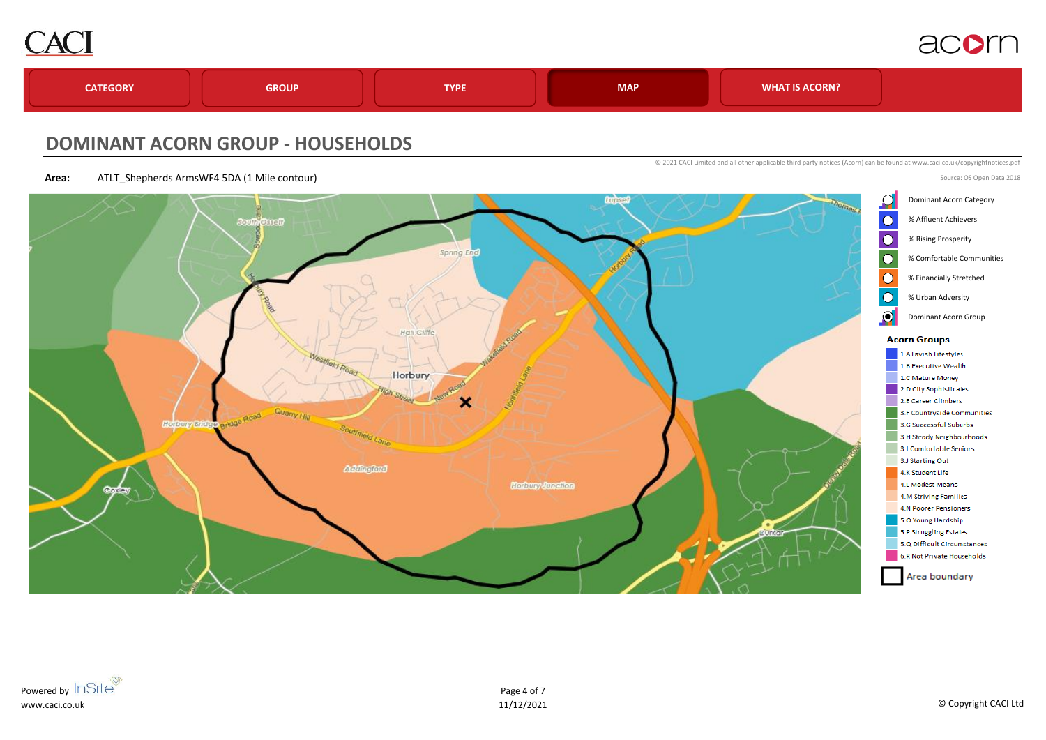CACI

acorn

CATEGORY | GROUP | TYPE | MAP | WHAT IS ACORN?

## DOMINANT ACORN GROUP - HOUSEHOLDS

© 2021 CACI Limited and all other applicable third party notices (Acorn) can be found at www.caci.co.uk/copyrightnotices.pdf

**Area:** ATLT_Shepherds ArmsWF4 5DA (1 Mile contour)

Source: OS Open Data 2018

- Dominant Acorn Category
- % Affluent Achievers
- % Rising Prosperity
- % Comfortable Communities
- % Financially Stretched
- % Urban Adversity
- Dominant Acorn Group

**Acorn Groups**

- 1.A Lavish Lifestyles
- 1.B Executive Wealth
- 1.C Mature Money
- 2.D City Sophisticates
- 2.E Career Climbers
- 3.F Countryside Communities
- 3.G Successful Suburbs
- 3.H Steady Neighbourhoods
- 3.I Comfortable Seniors
- 3.J Starting Out
- 4.K Student Life
- 4.L Modest Means
- 4.M Striving Families
- 4.N Poorer Pensioners
- 5.O Young Hardship
- 5.P Struggling Estates
- 5.Q Difficult Circumstances
- 6.R Not Private Households

Area boundary

Powered by InSite
www.caci.co.uk

11/12/2021

© Copyright CACI Ltd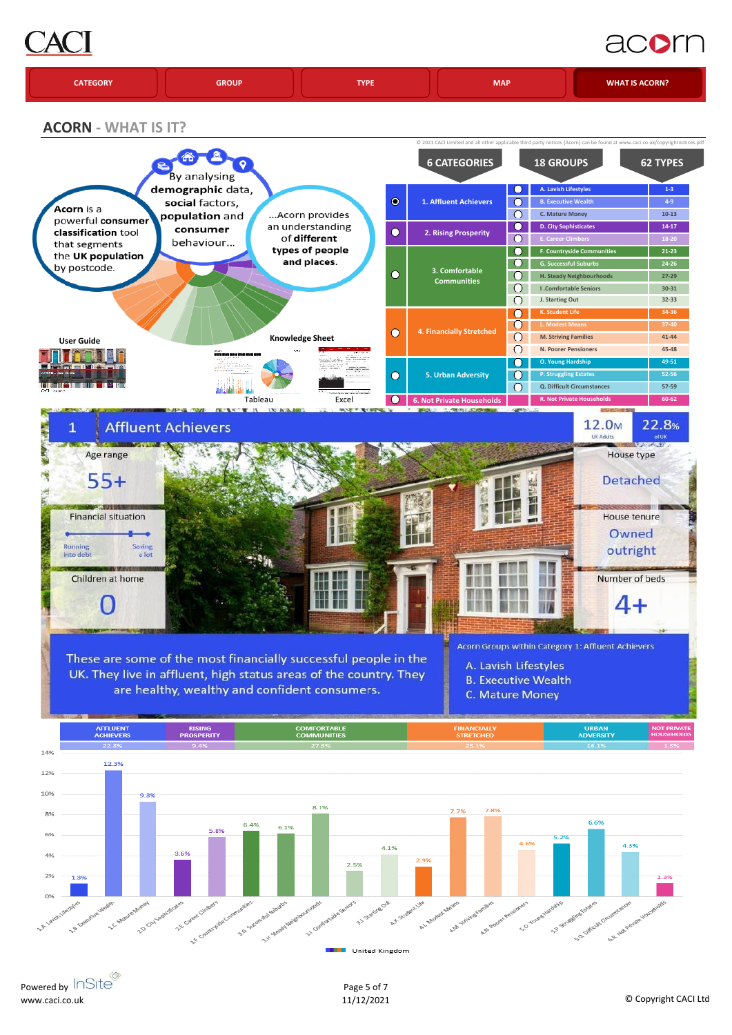CACI acorn

CATEGORY | GROUP | TYPE | MAP | WHAT IS ACORN?

## ACORN - WHAT IS IT?

© 2021 CACI Limited and all other applicable third party notices (Acorn) can be found at www.caci.co.uk/copyrightnotices.pdf

**Acorn** is a powerful **consumer classification** tool that segments the **UK population** by postcode.

By analysing **demographic** data, **social** factors, **population** and **consumer** behaviour…

…Acorn provides an understanding of **different types of people and places.**

User Guide | Knowledge Sheet | Tableau | Excel

| 6 CATEGORIES | 18 GROUPS | 62 TYPES |
|---|---|---|
| 1. Affluent Achievers | A. Lavish Lifestyles | 1-3 |
| | B. Executive Wealth | 4-9 |
| | C. Mature Money | 10-13 |
| 2. Rising Prosperity | D. City Sophisticates | 14-17 |
| | E. Career Climbers | 18-20 |
| 3. Comfortable Communities | F. Countryside Communities | 21-23 |
| | G. Successful Suburbs | 24-26 |
| | H. Steady Neighbourhoods | 27-29 |
| | I. Comfortable Seniors | 30-31 |
| | J. Starting Out | 32-33 |
| 4. Financially Stretched | K. Student Life | 34-36 |
| | L. Modest Means | 37-40 |
| | M. Striving Families | 41-44 |
| | N. Poorer Pensioners | 45-48 |
| 5. Urban Adversity | O. Young Hardship | 49-51 |
| | P. Struggling Estates | 52-56 |
| | Q. Difficult Circumstances | 57-59 |
| 6. Not Private Households | R. Not Private Households | 60-62 |

## 1 Affluent Achievers

12.0M UK Adults | 22.8% of UK

- Age range: 55+
- Financial situation: Running into debt — Saving a lot
- Children at home: 0
- House type: Detached
- House tenure: Owned outright
- Number of beds: 4+

These are some of the most financially successful people in the UK. They live in affluent, high status areas of the country. They are healthy, wealthy and confident consumers.

Acorn Groups within Category 1: Affluent Achievers

A. Lavish Lifestyles
B. Executive Wealth
C. Mature Money

| AFFLUENT ACHIEVERS | RISING PROSPERITY | COMFORTABLE COMMUNITIES | FINANCIALLY STRETCHED | URBAN ADVERSITY | NOT PRIVATE HOUSEHOLDS |
|---|---|---|---|---|---|
| 22.8% | 9.4% | 27.3% | 23.1% | 16.1% | 1.5% |

| Group | United Kingdom |
|---|---|
| 1.A Lavish Lifestyles | 1.3% |
| 1.B Executive Wealth | 12.3% |
| 1.C Mature Money | 9.3% |
| 2.D City Sophisticates | 3.6% |
| 2.E Career Climbers | 5.8% |
| 3.F Countryside Communities | 6.4% |
| 3.G Successful Suburbs | 6.1% |
| 3.H Steady Neighbourhoods | 8.1% |
| 3.I Comfortable Seniors | 2.5% |
| 3.J Starting Out | 4.1% |
| 4.K Student Life | 2.9% |
| 4.L Modest Means | 7.7% |
| 4.M Striving Families | 7.8% |
| 4.N Poorer Pensioners | 4.6% |
| 5.O Young Hardship | 5.2% |
| 5.P Struggling Estates | 6.6% |
| 5.Q Difficult Circumstances | 4.3% |
| 6.R Not Private Households | 1.3% |

Powered by InSite
www.caci.co.uk

11/12/2021

© Copyright CACI Ltd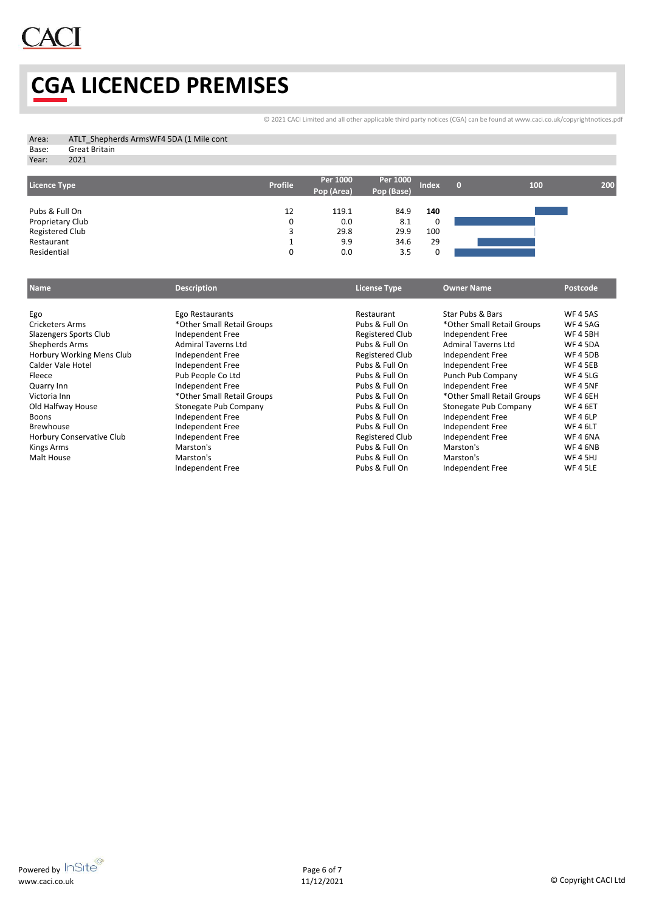# CGA LICENCED PREMISES

© 2021 CACI Limited and all other applicable third party notices (CGA) can be found at www.caci.co.uk/copyrightnotices.pdf

| | |
|---|---|
| Area: | ATLT_Shepherds ArmsWF4 5DA (1 Mile cont |
| Base: | Great Britain |
| Year: | 2021 |

| Licence Type | Profile | Per 1000 Pop (Area) | Per 1000 Pop (Base) | Index |
|---|---|---|---|---|
| Pubs & Full On | 12 | 119.1 | 84.9 | **140** |
| Proprietary Club | 0 | 0.0 | 8.1 | 0 |
| Registered Club | 3 | 29.8 | 29.9 | 100 |
| Restaurant | 1 | 9.9 | 34.6 | 29 |
| Residential | 0 | 0.0 | 3.5 | 0 |

| Name | Description | License Type | Owner Name | Postcode |
|---|---|---|---|---|
| Ego | Ego Restaurants | Restaurant | Star Pubs & Bars | WF 4 5AS |
| Cricketers Arms | *Other Small Retail Groups | Pubs & Full On | *Other Small Retail Groups | WF 4 5AG |
| Slazengers Sports Club | Independent Free | Registered Club | Independent Free | WF 4 5BH |
| Shepherds Arms | Admiral Taverns Ltd | Pubs & Full On | Admiral Taverns Ltd | WF 4 5DA |
| Horbury Working Mens Club | Independent Free | Registered Club | Independent Free | WF 4 5DB |
| Calder Vale Hotel | Independent Free | Pubs & Full On | Independent Free | WF 4 5EB |
| Fleece | Pub People Co Ltd | Pubs & Full On | Punch Pub Company | WF 4 5LG |
| Quarry Inn | Independent Free | Pubs & Full On | Independent Free | WF 4 5NF |
| Victoria Inn | *Other Small Retail Groups | Pubs & Full On | *Other Small Retail Groups | WF 4 6EH |
| Old Halfway House | Stonegate Pub Company | Pubs & Full On | Stonegate Pub Company | WF 4 6ET |
| Boons | Independent Free | Pubs & Full On | Independent Free | WF 4 6LP |
| Brewhouse | Independent Free | Pubs & Full On | Independent Free | WF 4 6LT |
| Horbury Conservative Club | Independent Free | Registered Club | Independent Free | WF 4 6NA |
| Kings Arms | Marston's | Pubs & Full On | Marston's | WF 4 6NB |
| Malt House | Marston's | Pubs & Full On | Marston's | WF 4 5HJ |
| | Independent Free | Pubs & Full On | Independent Free | WF 4 5LE |

Powered by InSite
www.caci.co.uk

11/12/2021

© Copyright CACI Ltd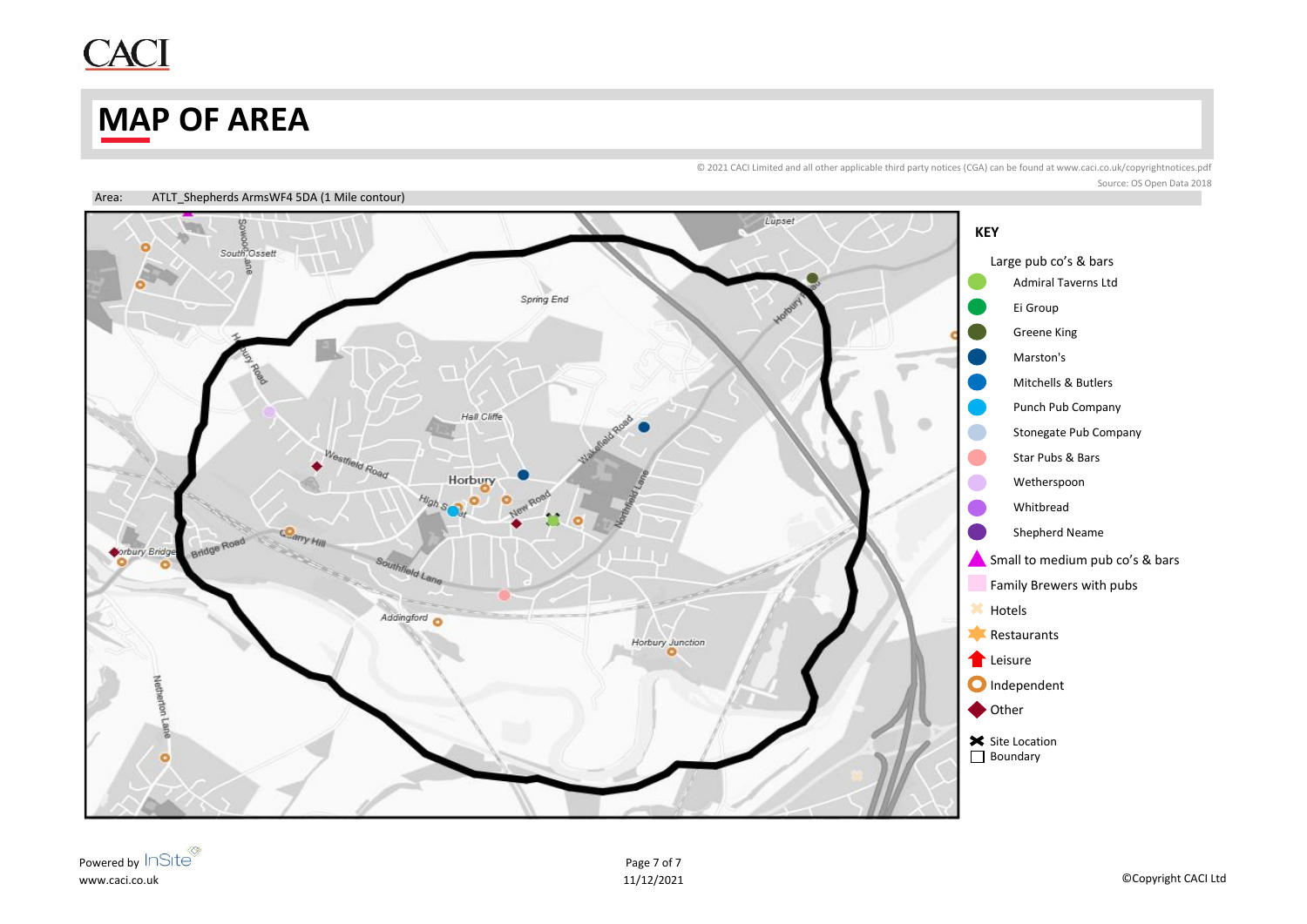# MAP OF AREA

© 2021 CACI Limited and all other applicable third party notices (CGA) can be found at www.caci.co.uk/copyrightnotices.pdf

Source: OS Open Data 2018

Area: ATLT_Shepherds ArmsWF4 5DA (1 Mile contour)

South Ossett
Sowood Lane
Spring End
Lupset
Horbury Road
Hall Cliffe
Westfield Road
Wakefield Road
Horbury
High Street
New Road
Northfield Lane
Horbury Bridge
Bridge Road
Quarry Hill
Southfield Lane
Addingford
Horbury Junction
Netherton Lane

**KEY**

Large pub co's & bars
- Admiral Taverns Ltd
- Ei Group
- Greene King
- Marston's
- Mitchells & Butlers
- Punch Pub Company
- Stonegate Pub Company
- Star Pubs & Bars
- Wetherspoon
- Whitbread
- Shepherd Neame

Small to medium pub co's & bars

Family Brewers with pubs

Hotels

Restaurants

Leisure

Independent

Other

Site Location

Boundary

Powered by InSite

www.caci.co.uk

11/12/2021

©Copyright CACI Ltd